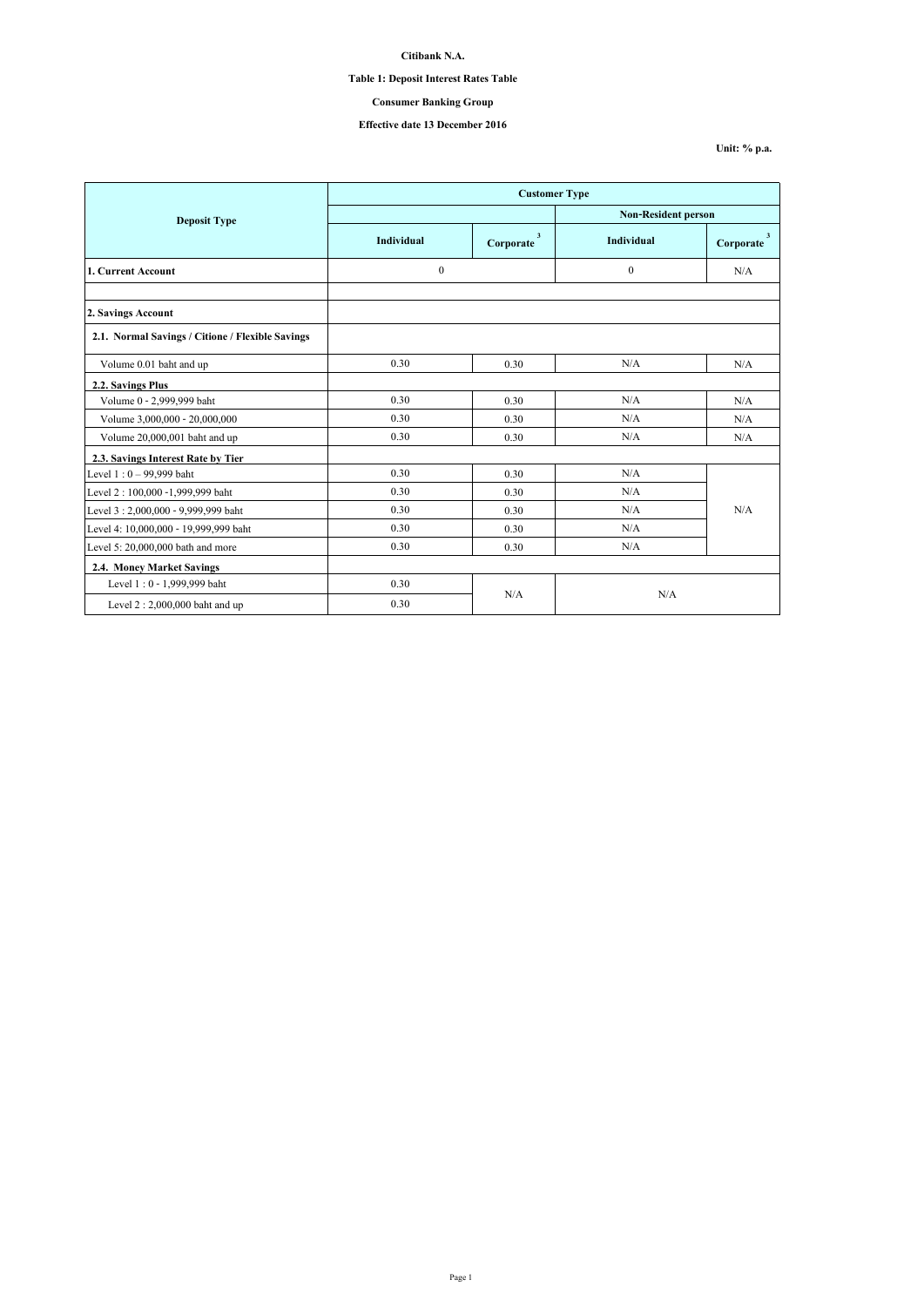**Citibank N.A.**

**Table 1: Deposit Interest Rates Table**

**Consumer Banking Group**

**Effective date 13 December 2016**

**Unit: % p.a.**

| Deposit Type | Customer Type | | | |
|---|---|---|---|---|
| | | | Non-Resident person | |
| | Individual | Corporate [3] | Individual | Corporate [3] |
| **1. Current Account** | 0 | | 0 | N/A |
| | | | | |
| **2. Savings Account** | | | | |
| **2.1. Normal Savings / Citione / Flexible Savings** | | | | |
| Volume 0.01 baht and up | 0.30 | 0.30 | N/A | N/A |
| **2.2. Savings Plus** | | | | |
| Volume 0 - 2,999,999 baht | 0.30 | 0.30 | N/A | N/A |
| Volume 3,000,000 - 20,000,000 | 0.30 | 0.30 | N/A | N/A |
| Volume 20,000,001 baht and up | 0.30 | 0.30 | N/A | N/A |
| **2.3. Savings Interest Rate by Tier** | | | | |
| Level 1 : 0 – 99,999 baht | 0.30 | 0.30 | N/A | N/A |
| Level 2 : 100,000 -1,999,999 baht | 0.30 | 0.30 | N/A | |
| Level 3 : 2,000,000 - 9,999,999 baht | 0.30 | 0.30 | N/A | |
| Level 4: 10,000,000 - 19,999,999 baht | 0.30 | 0.30 | N/A | |
| Level 5: 20,000,000 bath and more | 0.30 | 0.30 | N/A | |
| **2.4. Money Market Savings** | | | | |
| Level 1 : 0 - 1,999,999 baht | 0.30 | N/A | N/A | |
| Level 2 : 2,000,000 baht and up | 0.30 | | | |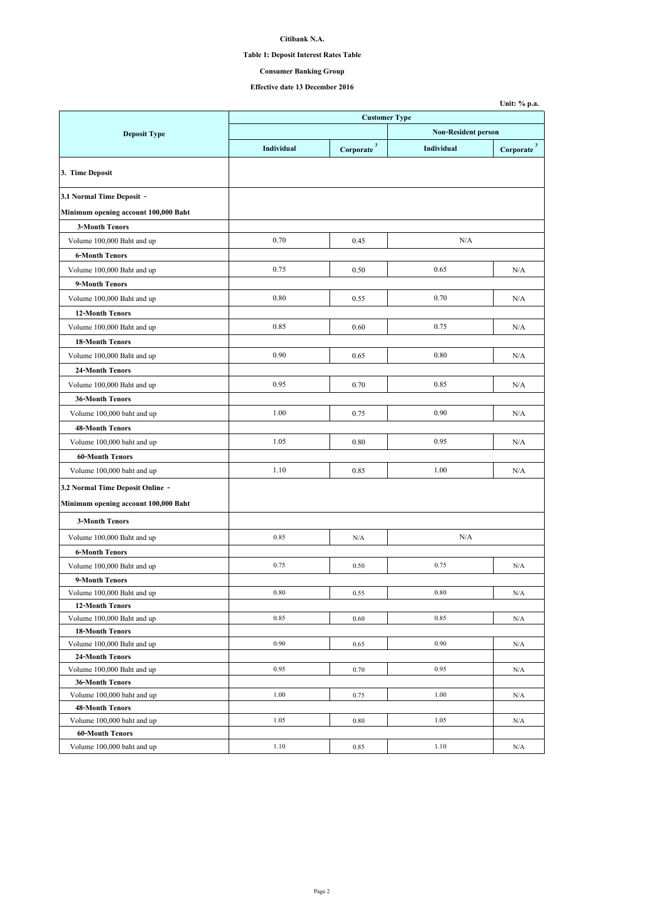**Citibank N.A.**

**Table 1: Deposit Interest Rates Table**

**Consumer Banking Group**

**Effective date 13 December 2016**

**Unit: % p.a.**

| Deposit Type | Customer Type | | | |
|---|---|---|---|---|
| | | | Non-Resident person | |
| | Individual | Corporate [3] | Individual | Corporate [3] |
| **3. Time Deposit** | | | | |
| **3.1 Normal Time Deposit -** | | | | |
| **Minimum opening account 100,000 Baht** | | | | |
| **3-Month Tenors** | | | | |
| Volume 100,000 Baht and up | 0.70 | 0.45 | N/A | |
| **6-Month Tenors** | | | | |
| Volume 100,000 Baht and up | 0.75 | 0.50 | 0.65 | N/A |
| **9-Month Tenors** | | | | |
| Volume 100,000 Baht and up | 0.80 | 0.55 | 0.70 | N/A |
| **12-Month Tenors** | | | | |
| Volume 100,000 Baht and up | 0.85 | 0.60 | 0.75 | N/A |
| **18-Month Tenors** | | | | |
| Volume 100,000 Baht and up | 0.90 | 0.65 | 0.80 | N/A |
| **24-Month Tenors** | | | | |
| Volume 100,000 Baht and up | 0.95 | 0.70 | 0.85 | N/A |
| **36-Month Tenors** | | | | |
| Volume 100,000 baht and up | 1.00 | 0.75 | 0.90 | N/A |
| **48-Month Tenors** | | | | |
| Volume 100,000 baht and up | 1.05 | 0.80 | 0.95 | N/A |
| **60-Month Tenors** | | | | |
| Volume 100,000 baht and up | 1.10 | 0.85 | 1.00 | N/A |
| **3.2 Normal Time Deposit Online -** | | | | |
| **Minimum opening account 100,000 Baht** | | | | |
| **3-Month Tenors** | | | | |
| Volume 100,000 Baht and up | 0.85 | N/A | N/A | |
| **6-Month Tenors** | | | | |
| Volume 100,000 Baht and up | 0.75 | 0.50 | 0.75 | N/A |
| **9-Month Tenors** | | | | |
| Volume 100,000 Baht and up | 0.80 | 0.55 | 0.80 | N/A |
| **12-Month Tenors** | | | | |
| Volume 100,000 Baht and up | 0.85 | 0.60 | 0.85 | N/A |
| **18-Month Tenors** | | | | |
| Volume 100,000 Baht and up | 0.90 | 0.65 | 0.90 | N/A |
| **24-Month Tenors** | | | | |
| Volume 100,000 Baht and up | 0.95 | 0.70 | 0.95 | N/A |
| **36-Month Tenors** | | | | |
| Volume 100,000 baht and up | 1.00 | 0.75 | 1.00 | N/A |
| **48-Month Tenors** | | | | |
| Volume 100,000 baht and up | 1.05 | 0.80 | 1.05 | N/A |
| **60-Month Tenors** | | | | |
| Volume 100,000 baht and up | 1.10 | 0.85 | 1.10 | N/A |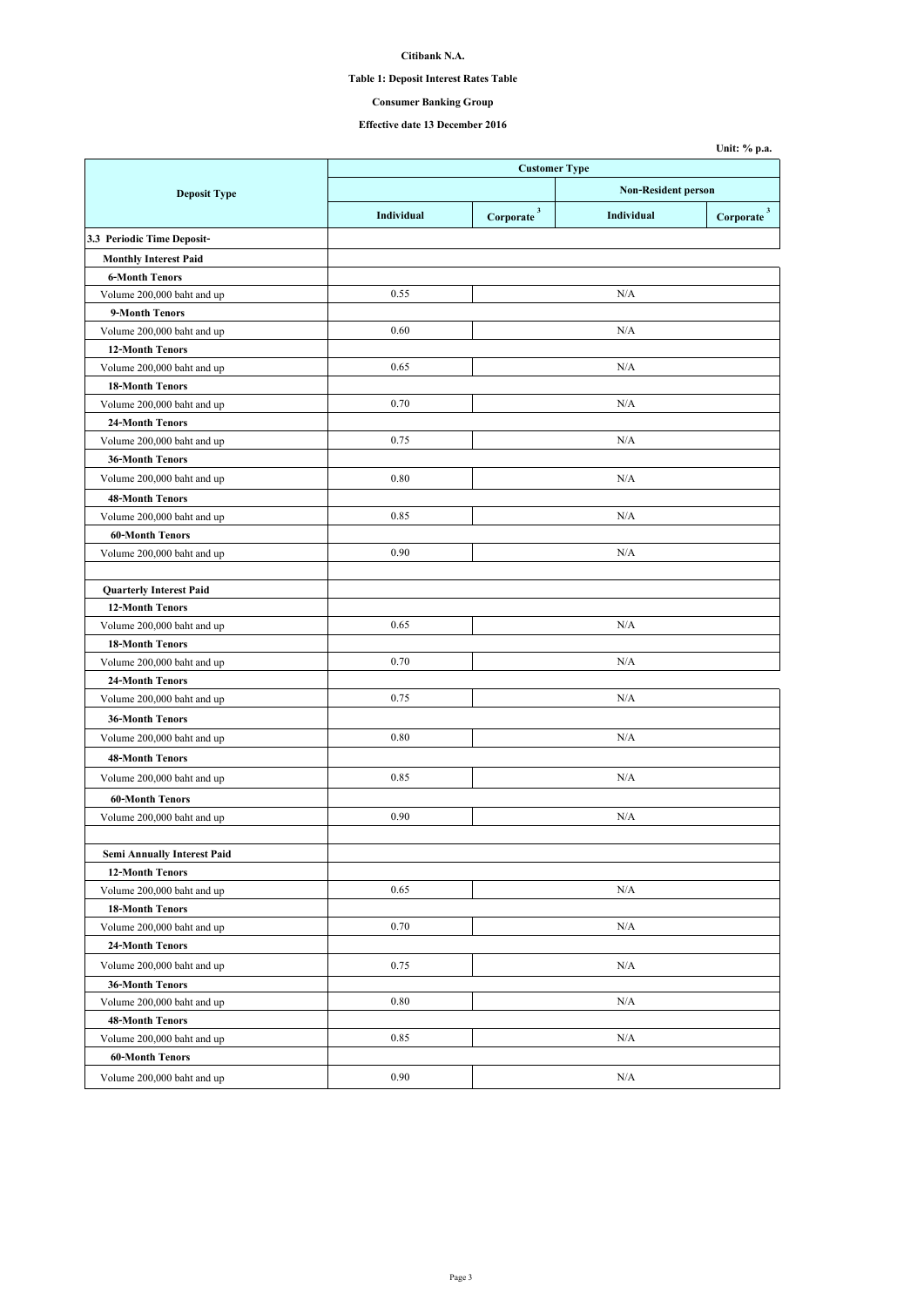**Citibank N.A.**

**Table 1: Deposit Interest Rates Table**

**Consumer Banking Group**

**Effective date 13 December 2016**

**Unit: % p.a.**

| Deposit Type | Customer Type | | | |
|---|---|---|---|---|
| | | | Non-Resident person | |
| | Individual | Corporate [3] | Individual | Corporate [3] |
| **3.3 Periodic Time Deposit-** | | | | |
| **Monthly Interest Paid** | | | | |
| **6-Month Tenors** | | | | |
| Volume 200,000 baht and up | 0.55 | N/A | | |
| **9-Month Tenors** | | | | |
| Volume 200,000 baht and up | 0.60 | N/A | | |
| **12-Month Tenors** | | | | |
| Volume 200,000 baht and up | 0.65 | N/A | | |
| **18-Month Tenors** | | | | |
| Volume 200,000 baht and up | 0.70 | N/A | | |
| **24-Month Tenors** | | | | |
| Volume 200,000 baht and up | 0.75 | N/A | | |
| **36-Month Tenors** | | | | |
| Volume 200,000 baht and up | 0.80 | N/A | | |
| **48-Month Tenors** | | | | |
| Volume 200,000 baht and up | 0.85 | N/A | | |
| **60-Month Tenors** | | | | |
| Volume 200,000 baht and up | 0.90 | N/A | | |
| | | | | |
| **Quarterly Interest Paid** | | | | |
| **12-Month Tenors** | | | | |
| Volume 200,000 baht and up | 0.65 | N/A | | |
| **18-Month Tenors** | | | | |
| Volume 200,000 baht and up | 0.70 | N/A | | |
| **24-Month Tenors** | | | | |
| Volume 200,000 baht and up | 0.75 | N/A | | |
| **36-Month Tenors** | | | | |
| Volume 200,000 baht and up | 0.80 | N/A | | |
| **48-Month Tenors** | | | | |
| Volume 200,000 baht and up | 0.85 | N/A | | |
| **60-Month Tenors** | | | | |
| Volume 200,000 baht and up | 0.90 | N/A | | |
| | | | | |
| **Semi Annually Interest Paid** | | | | |
| **12-Month Tenors** | | | | |
| Volume 200,000 baht and up | 0.65 | N/A | | |
| **18-Month Tenors** | | | | |
| Volume 200,000 baht and up | 0.70 | N/A | | |
| **24-Month Tenors** | | | | |
| Volume 200,000 baht and up | 0.75 | N/A | | |
| **36-Month Tenors** | | | | |
| Volume 200,000 baht and up | 0.80 | N/A | | |
| **48-Month Tenors** | | | | |
| Volume 200,000 baht and up | 0.85 | N/A | | |
| **60-Month Tenors** | | | | |
| Volume 200,000 baht and up | 0.90 | N/A | | |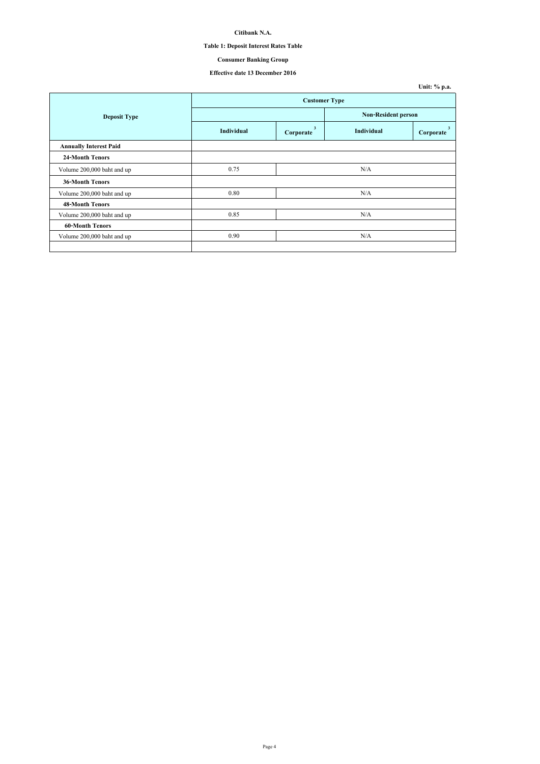**Citibank N.A.**

**Table 1: Deposit Interest Rates Table**

**Consumer Banking Group**

**Effective date 13 December 2016**

**Unit: % p.a.**

| Deposit Type | Customer Type | | | |
|---|---|---|---|---|
| | | | Non-Resident person | |
| | Individual | Corporate [3] | Individual | Corporate [3] |
| **Annually Interest Paid** | | | | |
| **24-Month Tenors** | | | | |
| Volume 200,000 baht and up | 0.75 | N/A | | |
| **36-Month Tenors** | | | | |
| Volume 200,000 baht and up | 0.80 | N/A | | |
| **48-Month Tenors** | | | | |
| Volume 200,000 baht and up | 0.85 | N/A | | |
| **60-Month Tenors** | | | | |
| Volume 200,000 baht and up | 0.90 | N/A | | |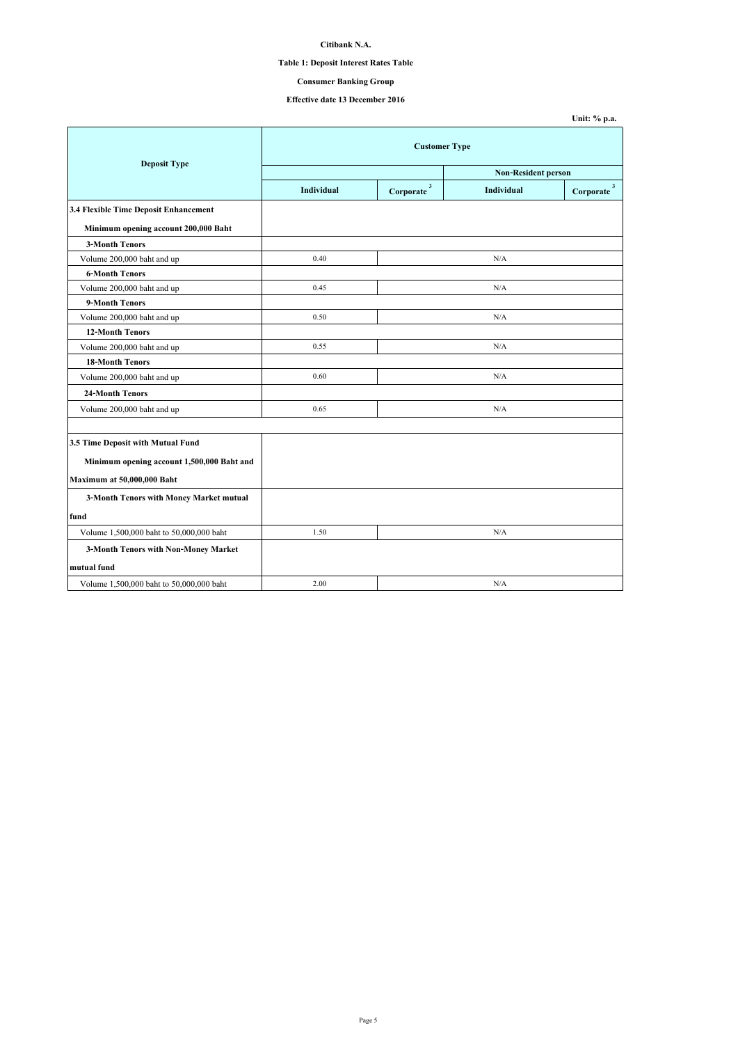**Citibank N.A.**

**Table 1: Deposit Interest Rates Table**

**Consumer Banking Group**

**Effective date 13 December 2016**

**Unit: % p.a.**

| Deposit Type | Customer Type | | | |
|---|---|---|---|---|
| | | | Non-Resident person | |
| | Individual | Corporate [3] | Individual | Corporate [3] |
| **3.4 Flexible Time Deposit Enhancement** | | | | |
| **Minimum opening account 200,000 Baht** | | | | |
| **3-Month Tenors** | | | | |
| Volume 200,000 baht and up | 0.40 | N/A | | |
| **6-Month Tenors** | | | | |
| Volume 200,000 baht and up | 0.45 | N/A | | |
| **9-Month Tenors** | | | | |
| Volume 200,000 baht and up | 0.50 | N/A | | |
| **12-Month Tenors** | | | | |
| Volume 200,000 baht and up | 0.55 | N/A | | |
| **18-Month Tenors** | | | | |
| Volume 200,000 baht and up | 0.60 | N/A | | |
| **24-Month Tenors** | | | | |
| Volume 200,000 baht and up | 0.65 | N/A | | |
| | | | | |
| **3.5 Time Deposit with Mutual Fund** | | | | |
| **Minimum opening account 1,500,000 Baht and Maximum at 50,000,000 Baht** | | | | |
| **3-Month Tenors with Money Market mutual fund** | | | | |
| Volume 1,500,000 baht to 50,000,000 baht | 1.50 | N/A | | |
| **3-Month Tenors with Non-Money Market mutual fund** | | | | |
| Volume 1,500,000 baht to 50,000,000 baht | 2.00 | N/A | | |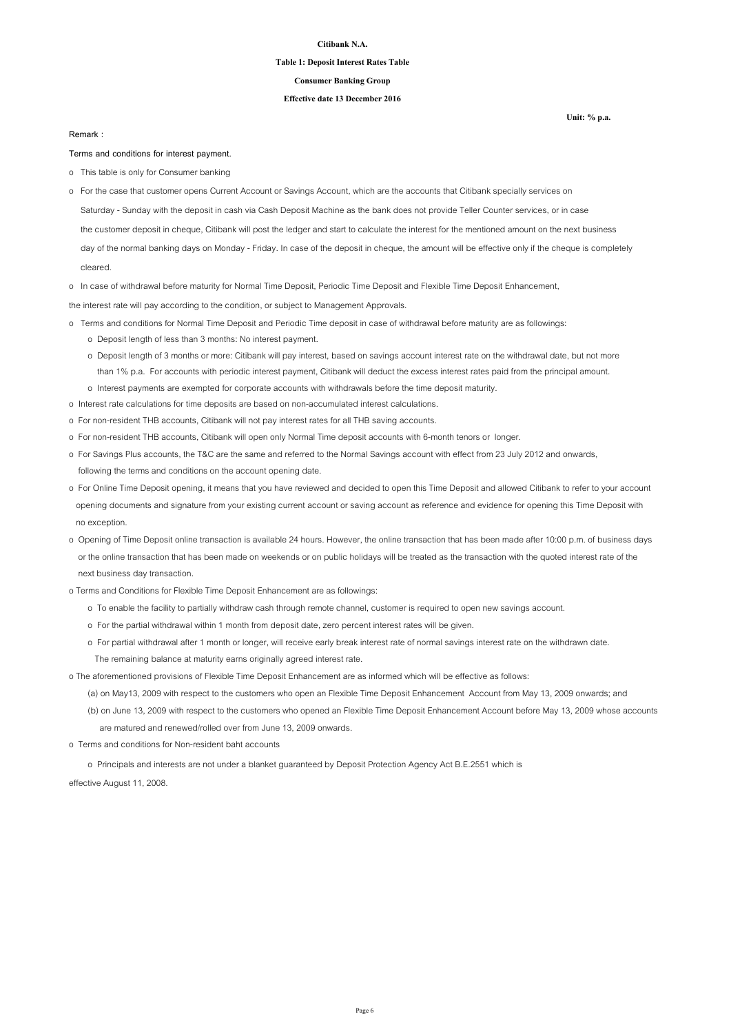**Citibank N.A.**

**Table 1: Deposit Interest Rates Table**

**Consumer Banking Group**

**Effective date 13 December 2016**

**Unit: % p.a.**

Remark :

Terms and conditions for interest payment.

- This table is only for Consumer banking
- For the case that customer opens Current Account or Savings Account, which are the accounts that Citibank specially services on Saturday - Sunday with the deposit in cash via Cash Deposit Machine as the bank does not provide Teller Counter services, or in case the customer deposit in cheque, Citibank will post the ledger and start to calculate the interest for the mentioned amount on the next business day of the normal banking days on Monday - Friday. In case of the deposit in cheque, the amount will be effective only if the cheque is completely cleared.
- In case of withdrawal before maturity for Normal Time Deposit, Periodic Time Deposit and Flexible Time Deposit Enhancement, the interest rate will pay according to the condition, or subject to Management Approvals.
- Terms and conditions for Normal Time Deposit and Periodic Time deposit in case of withdrawal before maturity are as followings:
  - Deposit length of less than 3 months: No interest payment.
  - Deposit length of 3 months or more: Citibank will pay interest, based on savings account interest rate on the withdrawal date, but not more than 1% p.a. For accounts with periodic interest payment, Citibank will deduct the excess interest rates paid from the principal amount.
  - Interest payments are exempted for corporate accounts with withdrawals before the time deposit maturity.
- Interest rate calculations for time deposits are based on non-accumulated interest calculations.
- For non-resident THB accounts, Citibank will not pay interest rates for all THB saving accounts.
- For non-resident THB accounts, Citibank will open only Normal Time deposit accounts with 6-month tenors or longer.
- For Savings Plus accounts, the T&C are the same and referred to the Normal Savings account with effect from 23 July 2012 and onwards, following the terms and conditions on the account opening date.
- For Online Time Deposit opening, it means that you have reviewed and decided to open this Time Deposit and allowed Citibank to refer to your account opening documents and signature from your existing current account or saving account as reference and evidence for opening this Time Deposit with no exception.
- Opening of Time Deposit online transaction is available 24 hours. However, the online transaction that has been made after 10:00 p.m. of business days or the online transaction that has been made on weekends or on public holidays will be treated as the transaction with the quoted interest rate of the next business day transaction.
- Terms and Conditions for Flexible Time Deposit Enhancement are as followings:
  - To enable the facility to partially withdraw cash through remote channel, customer is required to open new savings account.
  - For the partial withdrawal within 1 month from deposit date, zero percent interest rates will be given.
  - For partial withdrawal after 1 month or longer, will receive early break interest rate of normal savings interest rate on the withdrawn date. The remaining balance at maturity earns originally agreed interest rate.
- The aforementioned provisions of Flexible Time Deposit Enhancement are as informed which will be effective as follows:
  - (a) on May13, 2009 with respect to the customers who open an Flexible Time Deposit Enhancement Account from May 13, 2009 onwards; and
  - (b) on June 13, 2009 with respect to the customers who opened an Flexible Time Deposit Enhancement Account before May 13, 2009 whose accounts are matured and renewed/rolled over from June 13, 2009 onwards.
- Terms and conditions for Non-resident baht accounts
  - Principals and interests are not under a blanket guaranteed by Deposit Protection Agency Act B.E.2551 which is effective August 11, 2008.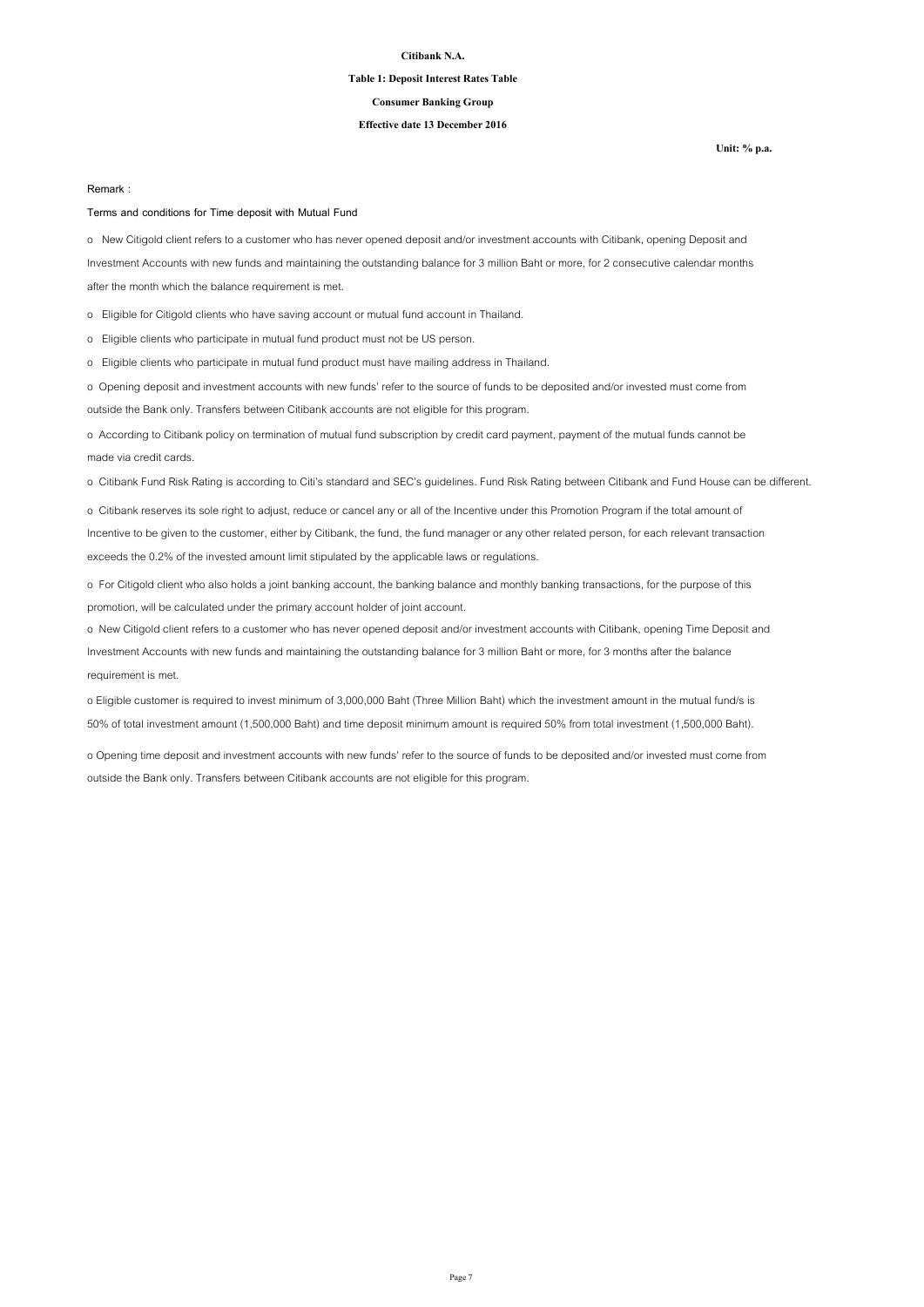**Citibank N.A.**

**Table 1: Deposit Interest Rates Table**

**Consumer Banking Group**

**Effective date 13 December 2016**

**Unit: % p.a.**

Remark :

Terms and conditions for Time deposit with Mutual Fund

- New Citigold client refers to a customer who has never opened deposit and/or investment accounts with Citibank, opening Deposit and Investment Accounts with new funds and maintaining the outstanding balance for 3 million Baht or more, for 2 consecutive calendar months after the month which the balance requirement is met.
- Eligible for Citigold clients who have saving account or mutual fund account in Thailand.
- Eligible clients who participate in mutual fund product must not be US person.
- Eligible clients who participate in mutual fund product must have mailing address in Thailand.
- Opening deposit and investment accounts with new funds' refer to the source of funds to be deposited and/or invested must come from outside the Bank only. Transfers between Citibank accounts are not eligible for this program.
- According to Citibank policy on termination of mutual fund subscription by credit card payment, payment of the mutual funds cannot be made via credit cards.
- Citibank Fund Risk Rating is according to Citi's standard and SEC's guidelines. Fund Risk Rating between Citibank and Fund House can be different.
- Citibank reserves its sole right to adjust, reduce or cancel any or all of the Incentive under this Promotion Program if the total amount of Incentive to be given to the customer, either by Citibank, the fund, the fund manager or any other related person, for each relevant transaction exceeds the 0.2% of the invested amount limit stipulated by the applicable laws or regulations.
- For Citigold client who also holds a joint banking account, the banking balance and monthly banking transactions, for the purpose of this promotion, will be calculated under the primary account holder of joint account.
- New Citigold client refers to a customer who has never opened deposit and/or investment accounts with Citibank, opening Time Deposit and Investment Accounts with new funds and maintaining the outstanding balance for 3 million Baht or more, for 3 months after the balance requirement is met.
- Eligible customer is required to invest minimum of 3,000,000 Baht (Three Million Baht) which the investment amount in the mutual fund/s is 50% of total investment amount (1,500,000 Baht) and time deposit minimum amount is required 50% from total investment (1,500,000 Baht).
- Opening time deposit and investment accounts with new funds' refer to the source of funds to be deposited and/or invested must come from outside the Bank only. Transfers between Citibank accounts are not eligible for this program.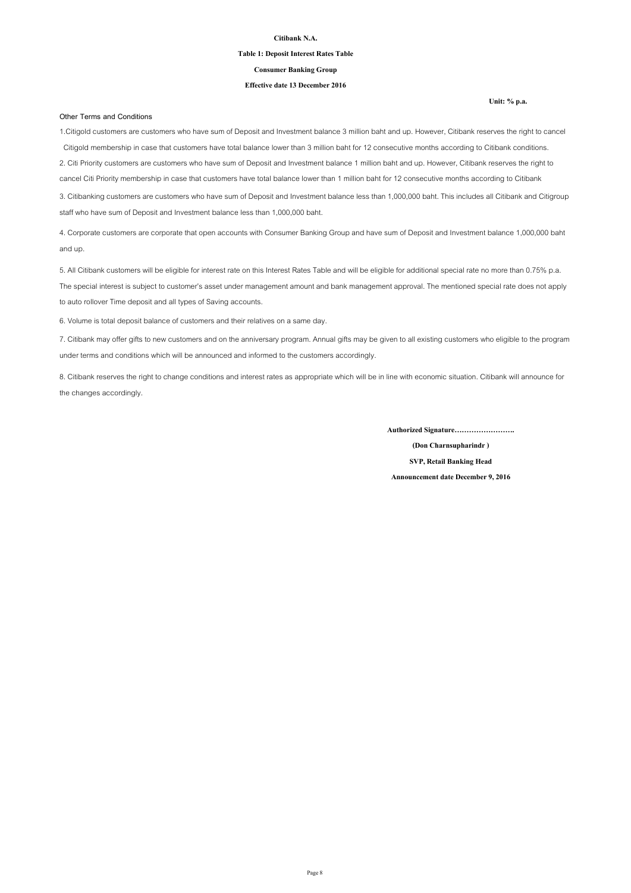**Citibank N.A.**

**Table 1: Deposit Interest Rates Table**

**Consumer Banking Group**

**Effective date 13 December 2016**

**Unit: % p.a.**

Other Terms and Conditions

1.Citigold customers are customers who have sum of Deposit and Investment balance 3 million baht and up. However, Citibank reserves the right to cancel Citigold membership in case that customers have total balance lower than 3 million baht for 12 consecutive months according to Citibank conditions.

2. Citi Priority customers are customers who have sum of Deposit and Investment balance 1 million baht and up. However, Citibank reserves the right to cancel Citi Priority membership in case that customers have total balance lower than 1 million baht for 12 consecutive months according to Citibank

3. Citibanking customers are customers who have sum of Deposit and Investment balance less than 1,000,000 baht. This includes all Citibank and Citigroup staff who have sum of Deposit and Investment balance less than 1,000,000 baht.

4. Corporate customers are corporate that open accounts with Consumer Banking Group and have sum of Deposit and Investment balance 1,000,000 baht and up.

5. All Citibank customers will be eligible for interest rate on this Interest Rates Table and will be eligible for additional special rate no more than 0.75% p.a. The special interest is subject to customer's asset under management amount and bank management approval. The mentioned special rate does not apply to auto rollover Time deposit and all types of Saving accounts.

6. Volume is total deposit balance of customers and their relatives on a same day.

7. Citibank may offer gifts to new customers and on the anniversary program. Annual gifts may be given to all existing customers who eligible to the program under terms and conditions which will be announced and informed to the customers accordingly.

8. Citibank reserves the right to change conditions and interest rates as appropriate which will be in line with economic situation. Citibank will announce for the changes accordingly.

**Authorized Signature…………………….**

**(Don Charnsupharindr )**

**SVP, Retail Banking Head**

**Announcement date December 9, 2016**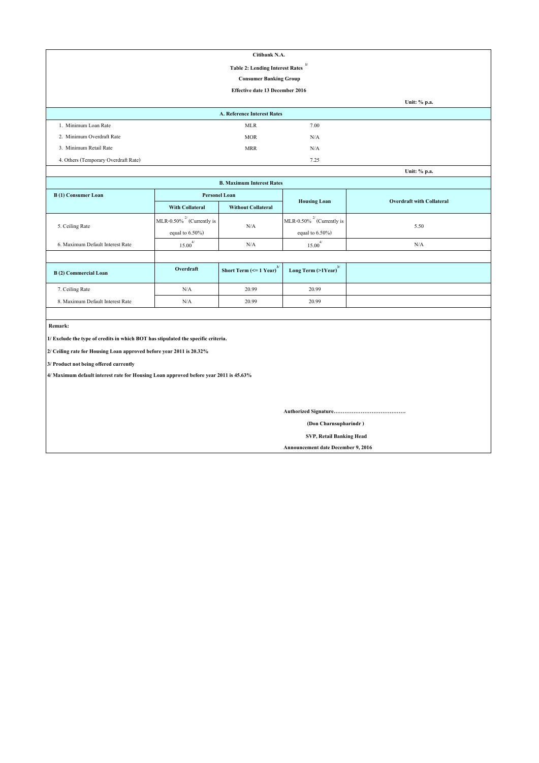**Citibank N.A.**

**Table 2: Lending Interest Rates [1/]**

**Consumer Banking Group**

**Effective date 13 December 2016**

**Unit: % p.a.**

| A. Reference Interest Rates | | |
|---|---|---|
| 1. Minimum Loan Rate | MLR | 7.00 |
| 2. Minimum Overdraft Rate | MOR | N/A |
| 3. Minimum Retail Rate | MRR | N/A |
| 4. Others (Temporary Overdraft Rate) | | 7.25 |

**Unit: % p.a.**

**B. Maximum Interest Rates**

| B (1) Consumer Loan | Personel Loan | | Housing Loan | Overdraft with Collateral |
|---|---|---|---|---|
| | With Collateral | Without Collateral | | |
| 5. Ceiling Rate | MLR-0.50% [2/] (Currently is equal to 6.50%) | N/A | MLR-0.50% [2/] (Currently is equal to 6.50%) | 5.50 |
| 6. Maximum Default Interest Rate | 15.00 [4/] | N/A | 15.00 [4/] | N/A |

| B (2) Commercial Loan | Overdraft | Short Term (<= 1 Year) [3/] | Long Term (>1Year) [3/] |
|---|---|---|---|
| 7. Ceiling Rate | N/A | 20.99 | 20.99 |
| 8. Maximum Default Interest Rate | N/A | 20.99 | 20.99 |

**Remark:**

**1/ Exclude the type of credits in which BOT has stipulated the specific criteria.**

**2/ Ceiling rate for Housing Loan approved before year 2011 is 20.32%**

**3/ Product not being offered currently**

**4/ Maximum default interest rate for Housing Loan approved before year 2011 is 45.63%**

**Authorized Signature…………………………………**

**(Don Charnsupharindr )**

**SVP, Retail Banking Head**

**Announcement date December 9, 2016**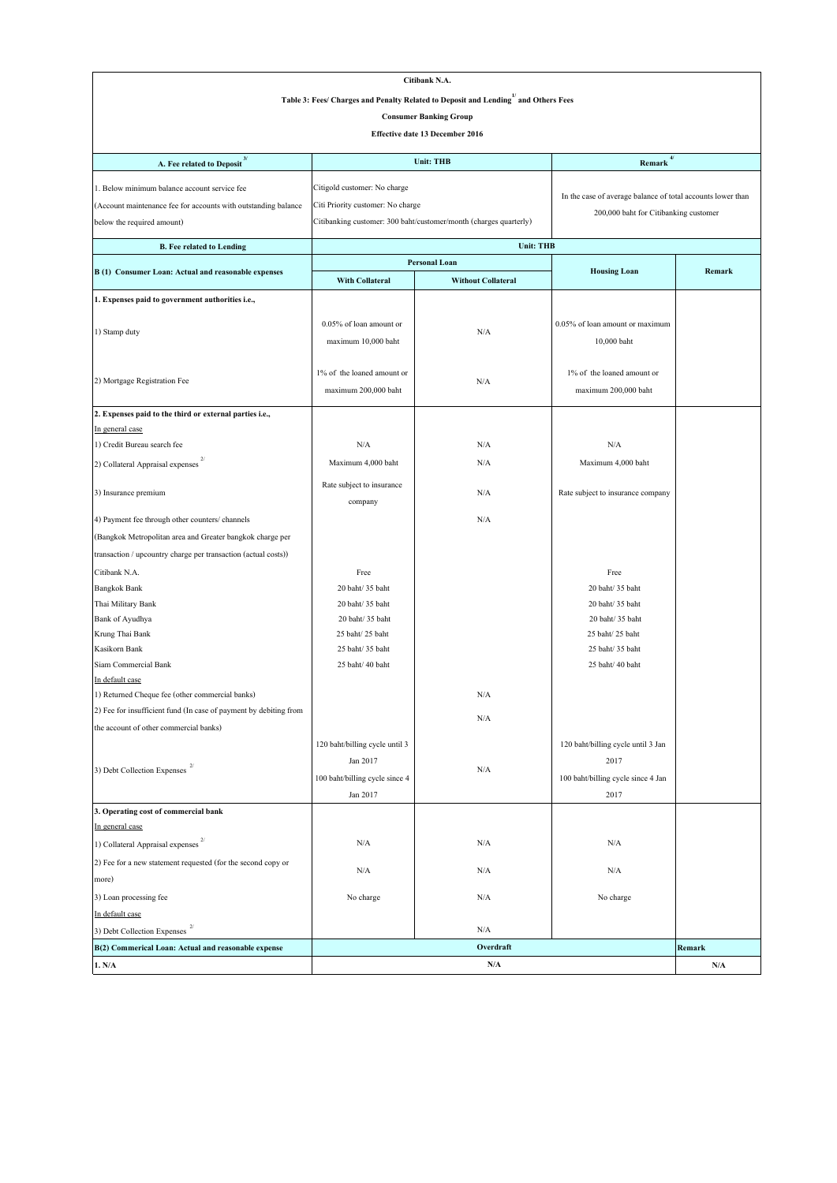**Citibank N.A.**

**Table 3: Fees/ Charges and Penalty Related to Deposit and Lending[1/] and Others Fees**

**Consumer Banking Group**

**Effective date 13 December 2016**

| A. Fee related to Deposit [3/] | Unit: THB | Remark [4/] |
|---|---|---|
| 1. Below minimum balance account service fee (Account maintenance fee for accounts with outstanding balance below the required amount) | Citigold customer: No charge<br>Citi Priority customer: No charge<br>Citibanking customer: 300 baht/customer/month (charges quarterly) | In the case of average balance of total accounts lower than 200,000 baht for Citibanking customer |

| B. Fee related to Lending | Unit: THB | | | |
|---|---|---|---|---|
| **B (1) Consumer Loan: Actual and reasonable expenses** | **Personal Loan** | | **Housing Loan** | **Remark** |
| | **With Collateral** | **Without Collateral** | | |
| **1. Expenses paid to government authorities i.e.,** | | | | |
| 1) Stamp duty | 0.05% of loan amount or maximum 10,000 baht | N/A | 0.05% of loan amount or maximum 10,000 baht | |
| 2) Mortgage Registration Fee | 1% of the loaned amount or maximum 200,000 baht | N/A | 1% of the loaned amount or maximum 200,000 baht | |
| **2. Expenses paid to the third or external parties i.e.,** | | | | |
| In general case | | | | |
| 1) Credit Bureau search fee | N/A | N/A | N/A | |
| 2) Collateral Appraisal expenses [2/] | Maximum 4,000 baht | N/A | Maximum 4,000 baht | |
| 3) Insurance premium | Rate subject to insurance company | N/A | Rate subject to insurance company | |
| 4) Payment fee through other counters/ channels (Bangkok Metropolitan area and Greater bangkok charge per transaction / upcountry charge per transaction (actual costs)) | | N/A | | |
| Citibank N.A. | Free | | Free | |
| Bangkok Bank | 20 baht/ 35 baht | | 20 baht/ 35 baht | |
| Thai Military Bank | 20 baht/ 35 baht | | 20 baht/ 35 baht | |
| Bank of Ayudhya | 20 baht/ 35 baht | | 20 baht/ 35 baht | |
| Krung Thai Bank | 25 baht/ 25 baht | | 25 baht/ 25 baht | |
| Kasikorn Bank | 25 baht/ 35 baht | | 25 baht/ 35 baht | |
| Siam Commercial Bank | 25 baht/ 40 baht | | 25 baht/ 40 baht | |
| In default case | | | | |
| 1) Returned Cheque fee (other commercial banks) | | N/A | | |
| 2) Fee for insufficient fund (In case of payment by debiting from the account of other commercial banks) | | N/A | | |
| 3) Debt Collection Expenses [2/] | 120 baht/billing cycle until 3 Jan 2017<br>100 baht/billing cycle since 4 Jan 2017 | N/A | 120 baht/billing cycle until 3 Jan 2017<br>100 baht/billing cycle since 4 Jan 2017 | |
| **3. Operating cost of commercial bank** | | | | |
| In general case | | | | |
| 1) Collateral Appraisal expenses [2/] | N/A | N/A | N/A | |
| 2) Fee for a new statement requested (for the second copy or more) | N/A | N/A | N/A | |
| 3) Loan processing fee | No charge | N/A | No charge | |
| In default case | | | | |
| 3) Debt Collection Expenses [2/] | | N/A | | |
| **B(2) Commerical Loan: Actual and reasonable expense** | **Overdraft** | | | **Remark** |
| **1. N/A** | **N/A** | | | **N/A** |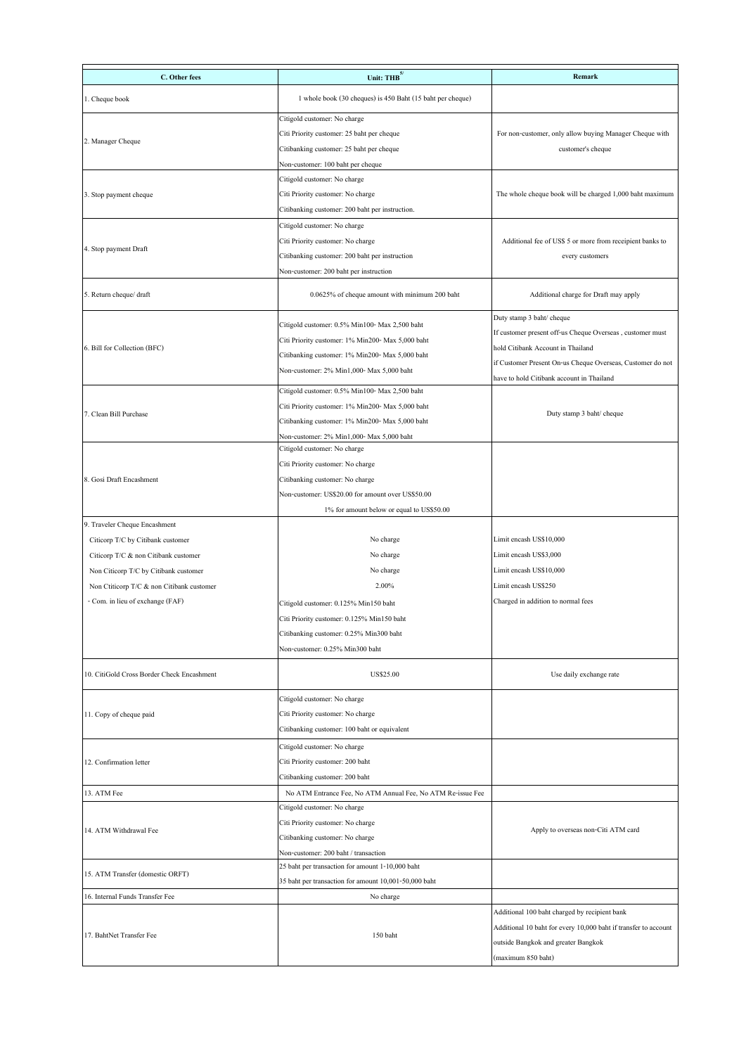| C. Other fees | Unit: THB[5/] | Remark |
|---|---|---|
| 1. Cheque book | 1 whole book (30 cheques) is 450 Baht (15 baht per cheque) | |
| 2. Manager Cheque | Citigold customer: No charge<br>Citi Priority customer: 25 baht per cheque<br>Citibanking customer: 25 baht per cheque<br>Non-customer: 100 baht per cheque | For non-customer, only allow buying Manager Cheque with customer's cheque |
| 3. Stop payment cheque | Citigold customer: No charge<br>Citi Priority customer: No charge<br>Citibanking customer: 200 baht per instruction. | The whole cheque book will be charged 1,000 baht maximum |
| 4. Stop payment Draft | Citigold customer: No charge<br>Citi Priority customer: No charge<br>Citibanking customer: 200 baht per instruction<br>Non-customer: 200 baht per instruction | Additional fee of US$ 5 or more from receipient banks to every customers |
| 5. Return cheque/ draft | 0.0625% of cheque amount with minimum 200 baht | Additional charge for Draft may apply |
| 6. Bill for Collection (BFC) | Citigold customer: 0.5% Min100- Max 2,500 baht<br>Citi Priority customer: 1% Min200- Max 5,000 baht<br>Citibanking customer: 1% Min200- Max 5,000 baht<br>Non-customer: 2% Min1,000- Max 5,000 baht | Duty stamp 3 baht/ cheque<br>If customer present off-us Cheque Overseas , customer must hold Citibank Account in Thailand<br>if Customer Present On-us Cheque Overseas, Customer do not have to hold Citibank account in Thailand |
| 7. Clean Bill Purchase | Citigold customer: 0.5% Min100- Max 2,500 baht<br>Citi Priority customer: 1% Min200- Max 5,000 baht<br>Citibanking customer: 1% Min200- Max 5,000 baht<br>Non-customer: 2% Min1,000- Max 5,000 baht | Duty stamp 3 baht/ cheque |
| 8. Gosi Draft Encashment | Citigold customer: No charge<br>Citi Priority customer: No charge<br>Citibanking customer: No charge<br>Non-customer: US$20.00 for amount over US$50.00<br>1% for amount below or equal to US$50.00 | |
| 9. Traveler Cheque Encashment | | |
| Citicorp T/C by Citibank customer | No charge | Limit encash US$10,000 |
| Citicorp T/C & non Citibank customer | No charge | Limit encash US$3,000 |
| Non Citicorp T/C by Citibank customer | No charge | Limit encash US$10,000 |
| Non Citicorp T/C & non Citibank customer | 2.00% | Limit encash US$250 |
| - Com. in lieu of exchange (FAF) | Citigold customer: 0.125% Min150 baht<br>Citi Priority customer: 0.125% Min150 baht<br>Citibanking customer: 0.25% Min300 baht<br>Non-customer: 0.25% Min300 baht | Charged in addition to normal fees |
| 10. CitiGold Cross Border Check Encashment | US$25.00 | Use daily exchange rate |
| 11. Copy of cheque paid | Citigold customer: No charge<br>Citi Priority customer: No charge<br>Citibanking customer: 100 baht or equivalent | |
| 12. Confirmation letter | Citigold customer: No charge<br>Citi Priority customer: 200 baht<br>Citibanking customer: 200 baht | |
| 13. ATM Fee | No ATM Entrance Fee, No ATM Annual Fee, No ATM Re-issue Fee | |
| 14. ATM Withdrawal Fee | Citigold customer: No charge<br>Citi Priority customer: No charge<br>Citibanking customer: No charge<br>Non-customer: 200 baht / transaction | Apply to overseas non-Citi ATM card |
| 15. ATM Transfer (domestic ORFT) | 25 baht per transaction for amount 1-10,000 baht<br>35 baht per transaction for amount 10,001-50,000 baht | |
| 16. Internal Funds Transfer Fee | No charge | |
| 17. BahtNet Transfer Fee | 150 baht | Additional 100 baht charged by recipient bank<br>Additional 10 baht for every 10,000 baht if transfer to account outside Bangkok and greater Bangkok<br>(maximum 850 baht) |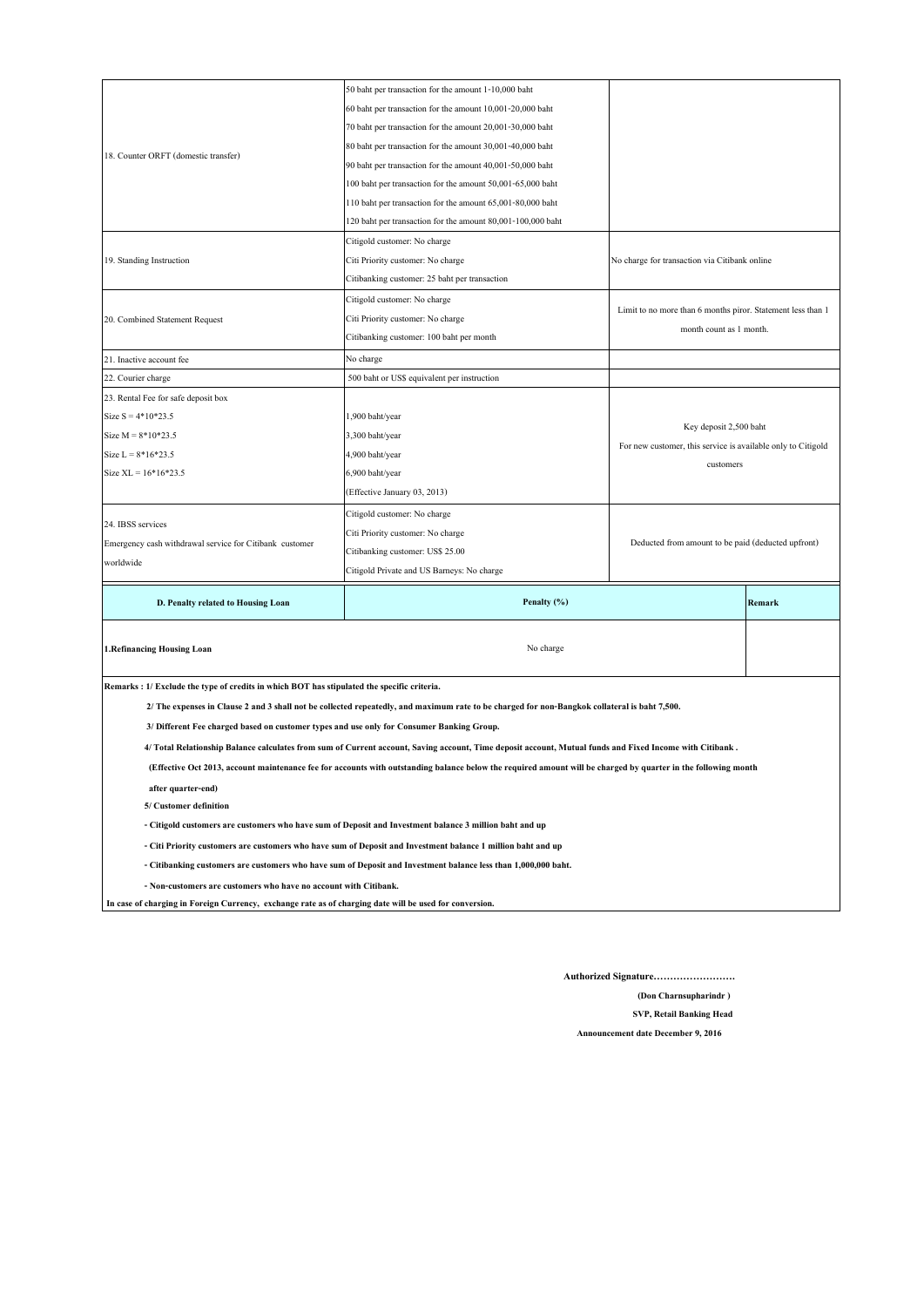| | | |
|---|---|---|
| 18. Counter ORFT (domestic transfer) | 50 baht per transaction for the amount 1-10,000 baht<br>60 baht per transaction for the amount 10,001-20,000 baht<br>70 baht per transaction for the amount 20,001-30,000 baht<br>80 baht per transaction for the amount 30,001-40,000 baht<br>90 baht per transaction for the amount 40,001-50,000 baht<br>100 baht per transaction for the amount 50,001-65,000 baht<br>110 baht per transaction for the amount 65,001-80,000 baht<br>120 baht per transaction for the amount 80,001-100,000 baht | |
| 19. Standing Instruction | Citigold customer: No charge<br>Citi Priority customer: No charge<br>Citibanking customer: 25 baht per transaction | No charge for transaction via Citibank online |
| 20. Combined Statement Request | Citigold customer: No charge<br>Citi Priority customer: No charge<br>Citibanking customer: 100 baht per month | Limit to no more than 6 months piror. Statement less than 1 month count as 1 month. |
| 21. Inactive account fee | No charge | |
| 22. Courier charge | 500 baht or US$ equivalent per instruction | |
| 23. Rental Fee for safe deposit box<br>Size S = 4*10*23.5<br>Size M = 8*10*23.5<br>Size L = 8*16*23.5<br>Size XL = 16*16*23.5 | 1,900 baht/year<br>3,300 baht/year<br>4,900 baht/year<br>6,900 baht/year<br>(Effective January 03, 2013) | Key deposit 2,500 baht<br>For new customer, this service is available only to Citigold customers |
| 24. IBSS services<br>Emergency cash withdrawal service for Citibank customer worldwide | Citigold customer: No charge<br>Citi Priority customer: No charge<br>Citibanking customer: US$ 25.00<br>Citigold Private and US Barneys: No charge | Deducted from amount to be paid (deducted upfront) |

| D. Penalty related to Housing Loan | Penalty (%) | Remark |
|---|---|---|
| **1.Refinancing Housing Loan** | No charge | |

**Remarks : 1/ Exclude the type of credits in which BOT has stipulated the specific criteria.**

**2/ The expenses in Clause 2 and 3 shall not be collected repeatedly, and maximum rate to be charged for non-Bangkok collateral is baht 7,500.**

**3/ Different Fee charged based on customer types and use only for Consumer Banking Group.**

**4/ Total Relationship Balance calculates from sum of Current account, Saving account, Time deposit account, Mutual funds and Fixed Income with Citibank .**

**(Effective Oct 2013, account maintenance fee for accounts with outstanding balance below the required amount will be charged by quarter in the following month after quarter-end)**

**5/ Customer definition**

**- Citigold customers are customers who have sum of Deposit and Investment balance 3 million baht and up**

**- Citi Priority customers are customers who have sum of Deposit and Investment balance 1 million baht and up**

**- Citibanking customers are customers who have sum of Deposit and Investment balance less than 1,000,000 baht.**

**- Non-customers are customers who have no account with Citibank.**

**In case of charging in Foreign Currency, exchange rate as of charging date will be used for conversion.**

**Authorized Signature…………………….**

**(Don Charnsupharindr )**

**SVP, Retail Banking Head**

**Announcement date December 9, 2016**